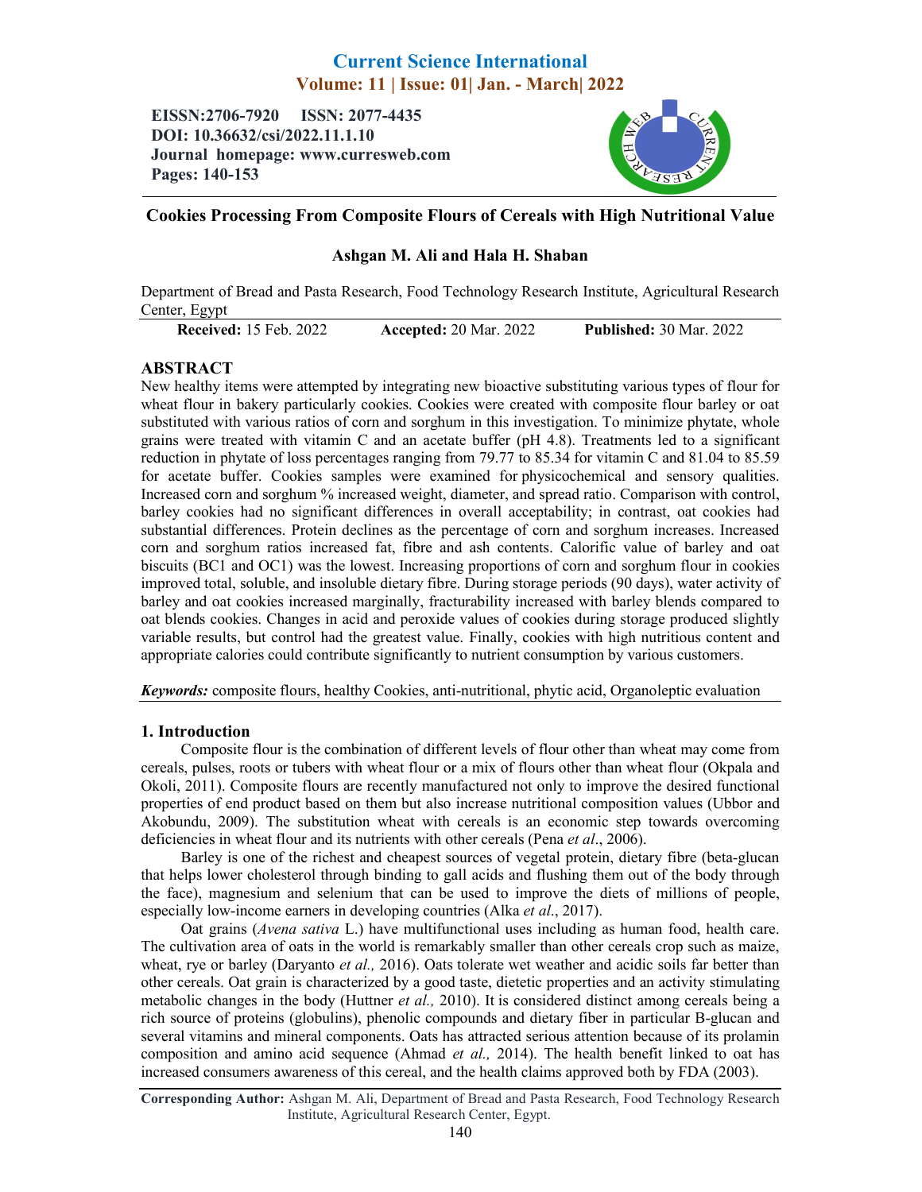# Cookies Processing From Composite Flours of Cereals with High Nutritional Value

**Ashgan M. Ali and Hala H. Shaban**

Department of Bread and Pasta Research, Food Technology Research Institute, Agricultural Research Center, Egypt

**Received:** 15 Feb. 2022 **Accepted:** 20 Mar. 2022 **Published:** 30 Mar. 2022

## ABSTRACT

New healthy items were attempted by integrating new bioactive substituting various types of flour for wheat flour in bakery particularly cookies. Cookies were created with composite flour barley or oat substituted with various ratios of corn and sorghum in this investigation. To minimize phytate, whole grains were treated with vitamin C and an acetate buffer (pH 4.8). Treatments led to a significant reduction in phytate of loss percentages ranging from 79.77 to 85.34 for vitamin C and 81.04 to 85.59 for acetate buffer. Cookies samples were examined for physicochemical and sensory qualities. Increased corn and sorghum % increased weight, diameter, and spread ratio. Comparison with control, barley cookies had no significant differences in overall acceptability; in contrast, oat cookies had substantial differences. Protein declines as the percentage of corn and sorghum increases. Increased corn and sorghum ratios increased fat, fibre and ash contents. Calorific value of barley and oat biscuits (BC1 and OC1) was the lowest. Increasing proportions of corn and sorghum flour in cookies improved total, soluble, and insoluble dietary fibre. During storage periods (90 days), water activity of barley and oat cookies increased marginally, fracturability increased with barley blends compared to oat blends cookies. Changes in acid and peroxide values of cookies during storage produced slightly variable results, but control had the greatest value. Finally, cookies with high nutritious content and appropriate calories could contribute significantly to nutrient consumption by various customers.

***Keywords:*** composite flours, healthy Cookies, anti-nutritional, phytic acid, Organoleptic evaluation

## 1. Introduction

Composite flour is the combination of different levels of flour other than wheat may come from cereals, pulses, roots or tubers with wheat flour or a mix of flours other than wheat flour (Okpala and Okoli, 2011). Composite flours are recently manufactured not only to improve the desired functional properties of end product based on them but also increase nutritional composition values (Ubbor and Akobundu, 2009). The substitution wheat with cereals is an economic step towards overcoming deficiencies in wheat flour and its nutrients with other cereals (Pena *et al*., 2006).

Barley is one of the richest and cheapest sources of vegetal protein, dietary fibre (beta-glucan that helps lower cholesterol through binding to gall acids and flushing them out of the body through the face), magnesium and selenium that can be used to improve the diets of millions of people, especially low-income earners in developing countries (Alka *et al*., 2017).

Oat grains (*Avena sativa* L.) have multifunctional uses including as human food, health care. The cultivation area of oats in the world is remarkably smaller than other cereals crop such as maize, wheat, rye or barley (Daryanto *et al.,* 2016). Oats tolerate wet weather and acidic soils far better than other cereals. Oat grain is characterized by a good taste, dietetic properties and an activity stimulating metabolic changes in the body (Huttner *et al.,* 2010). It is considered distinct among cereals being a rich source of proteins (globulins), phenolic compounds and dietary fiber in particular B-glucan and several vitamins and mineral components. Oats has attracted serious attention because of its prolamin composition and amino acid sequence (Ahmad *et al.,* 2014). The health benefit linked to oat has increased consumers awareness of this cereal, and the health claims approved both by FDA (2003).

**Corresponding Author:** Ashgan M. Ali, Department of Bread and Pasta Research, Food Technology Research Institute, Agricultural Research Center, Egypt.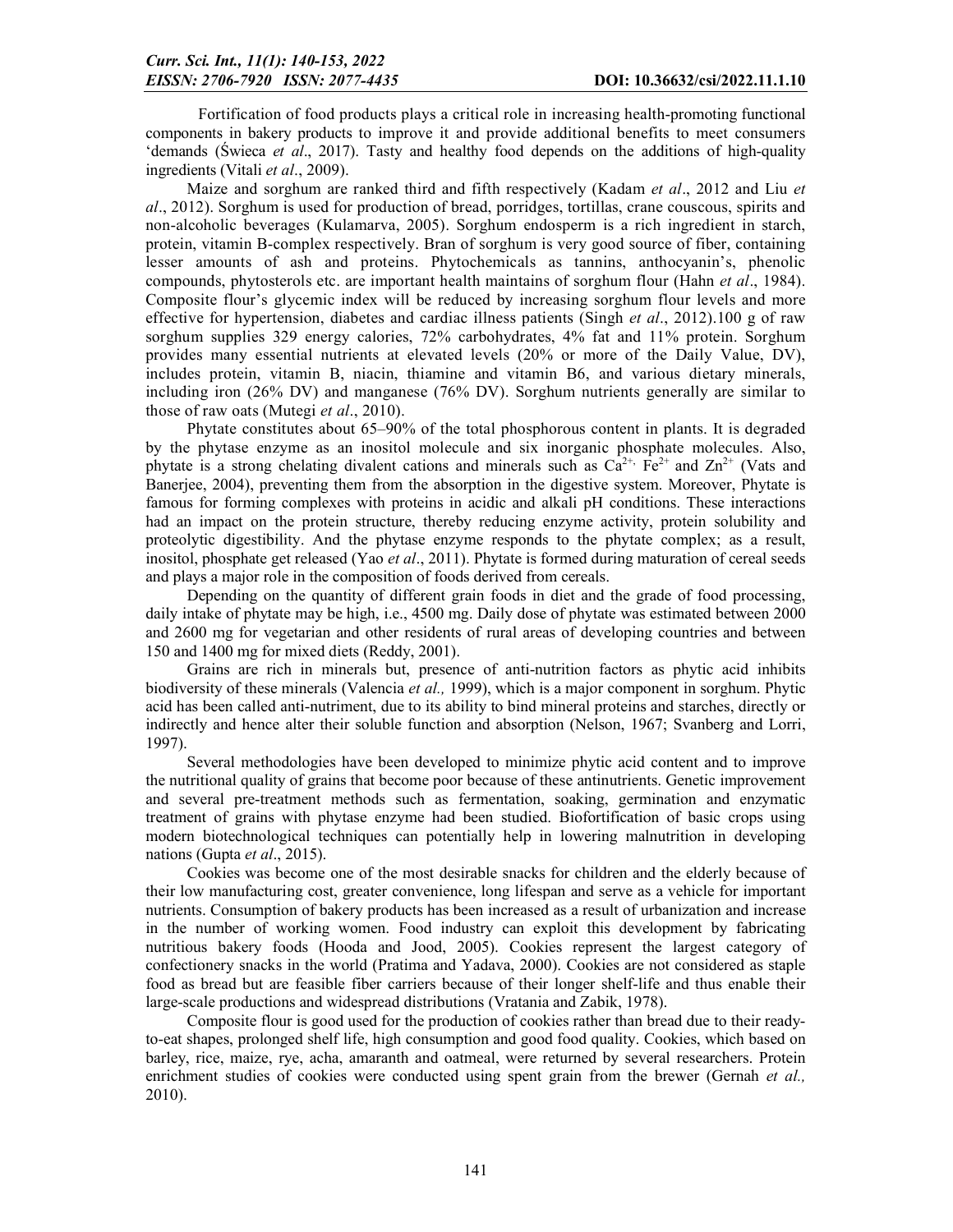Fortification of food products plays a critical role in increasing health-promoting functional components in bakery products to improve it and provide additional benefits to meet consumers 'demands (Świeca *et al*., 2017). Tasty and healthy food depends on the additions of high-quality ingredients (Vitali *et al*., 2009).

Maize and sorghum are ranked third and fifth respectively (Kadam *et al*., 2012 and Liu *et al*., 2012). Sorghum is used for production of bread, porridges, tortillas, crane couscous, spirits and non-alcoholic beverages (Kulamarva, 2005). Sorghum endosperm is a rich ingredient in starch, protein, vitamin B-complex respectively. Bran of sorghum is very good source of fiber, containing lesser amounts of ash and proteins. Phytochemicals as tannins, anthocyanin's, phenolic compounds, phytosterols etc. are important health maintains of sorghum flour (Hahn *et al*., 1984). Composite flour's glycemic index will be reduced by increasing sorghum flour levels and more effective for hypertension, diabetes and cardiac illness patients (Singh *et al*., 2012).100 g of raw sorghum supplies 329 energy calories, 72% carbohydrates, 4% fat and 11% protein. Sorghum provides many essential nutrients at elevated levels (20% or more of the Daily Value, DV), includes protein, vitamin B, niacin, thiamine and vitamin B6, and various dietary minerals, including iron (26% DV) and manganese (76% DV). Sorghum nutrients generally are similar to those of raw oats (Mutegi *et al*., 2010).

Phytate constitutes about 65–90% of the total phosphorous content in plants. It is degraded by the phytase enzyme as an inositol molecule and six inorganic phosphate molecules. Also, phytate is a strong chelating divalent cations and minerals such as $Ca^{2+}$, $Fe^{2+}$ and $Zn^{2+}$ (Vats and Banerjee, 2004), preventing them from the absorption in the digestive system. Moreover, Phytate is famous for forming complexes with proteins in acidic and alkali pH conditions. These interactions had an impact on the protein structure, thereby reducing enzyme activity, protein solubility and proteolytic digestibility. And the phytase enzyme responds to the phytate complex; as a result, inositol, phosphate get released (Yao *et al*., 2011). Phytate is formed during maturation of cereal seeds and plays a major role in the composition of foods derived from cereals.

Depending on the quantity of different grain foods in diet and the grade of food processing, daily intake of phytate may be high, i.e., 4500 mg. Daily dose of phytate was estimated between 2000 and 2600 mg for vegetarian and other residents of rural areas of developing countries and between 150 and 1400 mg for mixed diets (Reddy, 2001).

Grains are rich in minerals but, presence of anti-nutrition factors as phytic acid inhibits biodiversity of these minerals (Valencia *et al.,* 1999), which is a major component in sorghum. Phytic acid has been called anti-nutriment, due to its ability to bind mineral proteins and starches, directly or indirectly and hence alter their soluble function and absorption (Nelson, 1967; Svanberg and Lorri, 1997).

Several methodologies have been developed to minimize phytic acid content and to improve the nutritional quality of grains that become poor because of these antinutrients. Genetic improvement and several pre-treatment methods such as fermentation, soaking, germination and enzymatic treatment of grains with phytase enzyme had been studied. Biofortification of basic crops using modern biotechnological techniques can potentially help in lowering malnutrition in developing nations (Gupta *et al*., 2015).

Cookies was become one of the most desirable snacks for children and the elderly because of their low manufacturing cost, greater convenience, long lifespan and serve as a vehicle for important nutrients. Consumption of bakery products has been increased as a result of urbanization and increase in the number of working women. Food industry can exploit this development by fabricating nutritious bakery foods (Hooda and Jood, 2005). Cookies represent the largest category of confectionery snacks in the world (Pratima and Yadava, 2000). Cookies are not considered as staple food as bread but are feasible fiber carriers because of their longer shelf-life and thus enable their large-scale productions and widespread distributions (Vratania and Zabik, 1978).

Composite flour is good used for the production of cookies rather than bread due to their ready-to-eat shapes, prolonged shelf life, high consumption and good food quality. Cookies, which based on barley, rice, maize, rye, acha, amaranth and oatmeal, were returned by several researchers. Protein enrichment studies of cookies were conducted using spent grain from the brewer (Gernah *et al.,* 2010).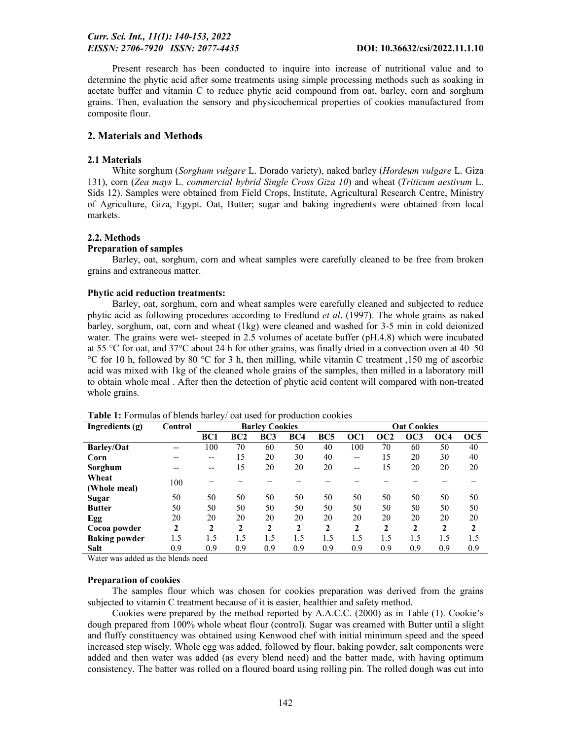Present research has been conducted to inquire into increase of nutritional value and to determine the phytic acid after some treatments using simple processing methods such as soaking in acetate buffer and vitamin C to reduce phytic acid compound from oat, barley, corn and sorghum grains. Then, evaluation the sensory and physicochemical properties of cookies manufactured from composite flour.

## 2. Materials and Methods

### 2.1 Materials

White sorghum (*Sorghum vulgare* L. Dorado variety), naked barley (*Hordeum vulgare* L. Giza 131), corn (*Zea mays* L. *commercial hybrid Single Cross Giza 10*) and wheat (*Triticum aestivum* L. Sids 12). Samples were obtained from Field Crops, Institute, Agricultural Research Centre, Ministry of Agriculture, Giza, Egypt. Oat, Butter; sugar and baking ingredients were obtained from local markets.

### 2.2. Methods

**Preparation of samples**

Barley, oat, sorghum, corn and wheat samples were carefully cleaned to be free from broken grains and extraneous matter.

**Phytic acid reduction treatments:**

Barley, oat, sorghum, corn and wheat samples were carefully cleaned and subjected to reduce phytic acid as following procedures according to Fredlund *et al*. (1997). The whole grains as naked barley, sorghum, oat, corn and wheat (1kg) were cleaned and washed for 3-5 min in cold deionized water. The grains were wet- steeped in 2.5 volumes of acetate buffer (pH.4.8) which were incubated at 55 °C for oat, and 37°C about 24 h for other grains, was finally dried in a convection oven at 40–50 °C for 10 h, followed by 80 °C for 3 h, then milling, while vitamin C treatment ,150 mg of ascorbic acid was mixed with 1kg of the cleaned whole grains of the samples, then milled in a laboratory mill to obtain whole meal . After then the detection of phytic acid content will compared with non-treated whole grains.

**Table 1:** Formulas of blends barley/ oat used for production cookies

| Ingredients (g) | Control | Barley Cookies | | | | | Oat Cookies | | | | |
|---|---|---|---|---|---|---|---|---|---|---|---|
| | | BC1 | BC2 | BC3 | BC4 | BC5 | OC1 | OC2 | OC3 | OC4 | OC5 |
| **Barley/Oat** | -- | 100 | 70 | 60 | 50 | 40 | 100 | 70 | 60 | 50 | 40 |
| **Corn** | -- | -- | 15 | 20 | 30 | 40 | -- | 15 | 20 | 30 | 40 |
| **Sorghum** | -- | -- | 15 | 20 | 20 | 20 | -- | 15 | 20 | 20 | 20 |
| **Wheat (Whole meal)** | 100 | – | – | – | – | – | – | – | – | – | – |
| **Sugar** | 50 | 50 | 50 | 50 | 50 | 50 | 50 | 50 | 50 | 50 | 50 |
| **Butter** | 50 | 50 | 50 | 50 | 50 | 50 | 50 | 50 | 50 | 50 | 50 |
| **Egg** | 20 | 20 | 20 | 20 | 20 | 20 | 20 | 20 | 20 | 20 | 20 |
| **Cocoa powder** | 2 | 2 | 2 | 2 | 2 | 2 | 2 | 2 | 2 | 2 | 2 |
| **Baking powder** | 1.5 | 1.5 | 1.5 | 1.5 | 1.5 | 1.5 | 1.5 | 1.5 | 1.5 | 1.5 | 1.5 |
| **Salt** | 0.9 | 0.9 | 0.9 | 0.9 | 0.9 | 0.9 | 0.9 | 0.9 | 0.9 | 0.9 | 0.9 |

Water was added as the blends need

**Preparation of cookies**

The samples flour which was chosen for cookies preparation was derived from the grains subjected to vitamin C treatment because of it is easier, healthier and safety method.

Cookies were prepared by the method reported by A.A.C.C. (2000) as in Table (1). Cookie's dough prepared from 100% whole wheat flour (control). Sugar was creamed with Butter until a slight and fluffy constituency was obtained using Kenwood chef with initial minimum speed and the speed increased step wisely. Whole egg was added, followed by flour, baking powder, salt components were added and then water was added (as every blend need) and the batter made, with having optimum consistency. The batter was rolled on a floured board using rolling pin. The rolled dough was cut into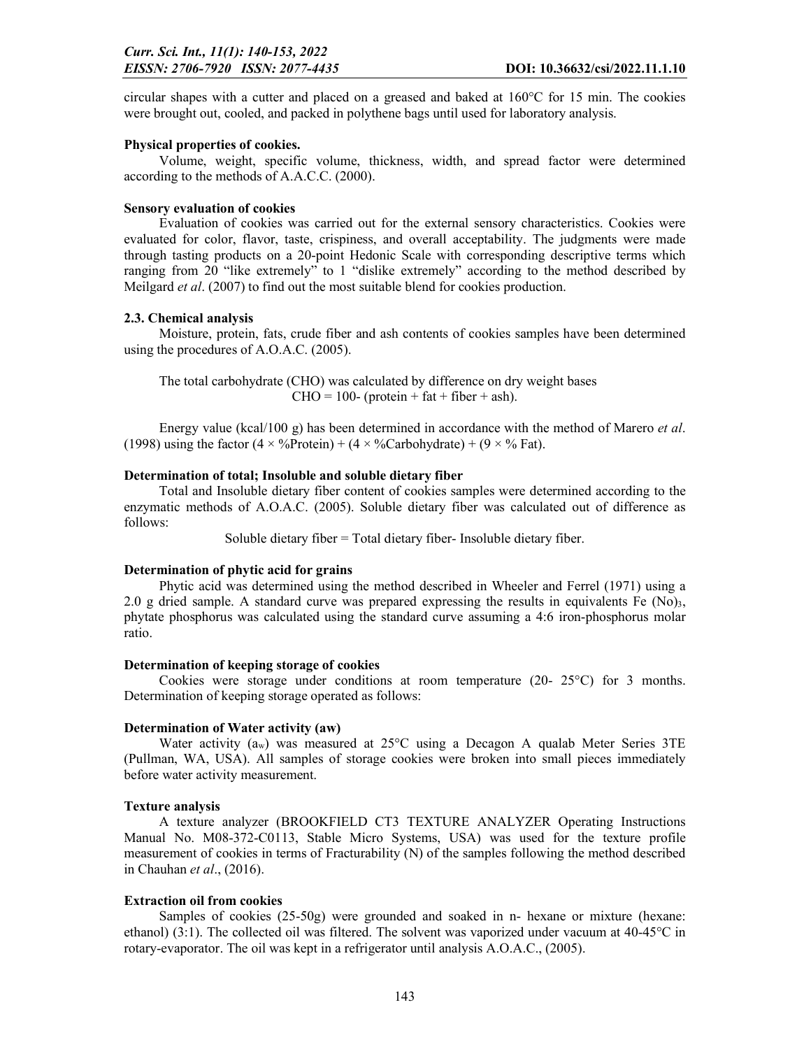circular shapes with a cutter and placed on a greased and baked at 160°C for 15 min. The cookies were brought out, cooled, and packed in polythene bags until used for laboratory analysis.

**Physical properties of cookies.**

Volume, weight, specific volume, thickness, width, and spread factor were determined according to the methods of A.A.C.C. (2000).

**Sensory evaluation of cookies**

Evaluation of cookies was carried out for the external sensory characteristics. Cookies were evaluated for color, flavor, taste, crispiness, and overall acceptability. The judgments were made through tasting products on a 20-point Hedonic Scale with corresponding descriptive terms which ranging from 20 "like extremely" to 1 "dislike extremely" according to the method described by Meilgard *et al*. (2007) to find out the most suitable blend for cookies production.

**2.3. Chemical analysis**

Moisture, protein, fats, crude fiber and ash contents of cookies samples have been determined using the procedures of A.O.A.C. (2005).

The total carbohydrate (CHO) was calculated by difference on dry weight bases

$$CHO = 100 - (\text{protein} + \text{fat} + \text{fiber} + \text{ash}).$$

Energy value (kcal/100 g) has been determined in accordance with the method of Marero *et al*. (1998) using the factor $(4 \times \%\text{Protein}) + (4 \times \%\text{Carbohydrate}) + (9 \times \%\ \text{Fat})$.

**Determination of total; Insoluble and soluble dietary fiber**

Total and Insoluble dietary fiber content of cookies samples were determined according to the enzymatic methods of A.O.A.C. (2005). Soluble dietary fiber was calculated out of difference as follows:

Soluble dietary fiber = Total dietary fiber- Insoluble dietary fiber.

**Determination of phytic acid for grains**

Phytic acid was determined using the method described in Wheeler and Ferrel (1971) using a 2.0 g dried sample. A standard curve was prepared expressing the results in equivalents $Fe\ (No)_3$, phytate phosphorus was calculated using the standard curve assuming a 4:6 iron-phosphorus molar ratio.

**Determination of keeping storage of cookies**

Cookies were storage under conditions at room temperature (20- 25°C) for 3 months. Determination of keeping storage operated as follows:

**Determination of Water activity (aw)**

Water activity ($a_w$) was measured at 25°C using a Decagon A qualab Meter Series 3TE (Pullman, WA, USA). All samples of storage cookies were broken into small pieces immediately before water activity measurement.

**Texture analysis**

A texture analyzer (BROOKFIELD CT3 TEXTURE ANALYZER Operating Instructions Manual No. M08-372-C0113, Stable Micro Systems, USA) was used for the texture profile measurement of cookies in terms of Fracturability (N) of the samples following the method described in Chauhan *et al*., (2016).

**Extraction oil from cookies**

Samples of cookies (25-50g) were grounded and soaked in n- hexane or mixture (hexane: ethanol) (3:1). The collected oil was filtered. The solvent was vaporized under vacuum at 40-45°C in rotary-evaporator. The oil was kept in a refrigerator until analysis A.O.A.C., (2005).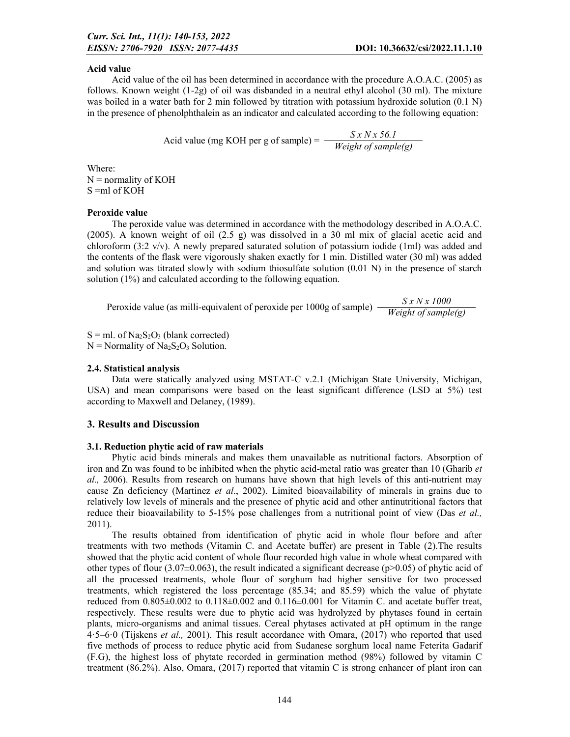**Acid value**

Acid value of the oil has been determined in accordance with the procedure A.O.A.C. (2005) as follows. Known weight (1-2g) of oil was disbanded in a neutral ethyl alcohol (30 ml). The mixture was boiled in a water bath for 2 min followed by titration with potassium hydroxide solution (0.1 N) in the presence of phenolphthalein as an indicator and calculated according to the following equation:

$$\text{Acid value (mg KOH per g of sample)} = \frac{S \times N \times 56.1}{\text{Weight of sample(g)}}$$

Where:
N = normality of KOH
S =ml of KOH

**Peroxide value**

The peroxide value was determined in accordance with the methodology described in A.O.A.C. (2005). A known weight of oil (2.5 g) was dissolved in a 30 ml mix of glacial acetic acid and chloroform (3:2 v/v). A newly prepared saturated solution of potassium iodide (1ml) was added and the contents of the flask were vigorously shaken exactly for 1 min. Distilled water (30 ml) was added and solution was titrated slowly with sodium thiosulfate solution (0.01 N) in the presence of starch solution (1%) and calculated according to the following equation.

$$\text{Peroxide value (as milli-equivalent of peroxide per 1000g of sample)} \quad \frac{S \times N \times 1000}{\text{Weight of sample(g)}}$$

S = ml. of $Na_2S_2O_3$ (blank corrected)
N = Normality of $Na_2S_2O_3$ Solution.

### 2.4. Statistical analysis

Data were statically analyzed using MSTAT-C v.2.1 (Michigan State University, Michigan, USA) and mean comparisons were based on the least significant difference (LSD at 5%) test according to Maxwell and Delaney, (1989).

## 3. Results and Discussion

### 3.1. Reduction phytic acid of raw materials

Phytic acid binds minerals and makes them unavailable as nutritional factors. Absorption of iron and Zn was found to be inhibited when the phytic acid-metal ratio was greater than 10 (Gharib *et al.,* 2006). Results from research on humans have shown that high levels of this anti-nutrient may cause Zn deficiency (Martinez *et al*., 2002). Limited bioavailability of minerals in grains due to relatively low levels of minerals and the presence of phytic acid and other antinutritional factors that reduce their bioavailability to 5-15% pose challenges from a nutritional point of view (Das *et al.,* 2011).

The results obtained from identification of phytic acid in whole flour before and after treatments with two methods (Vitamin C. and Acetate buffer) are present in Table (2).The results showed that the phytic acid content of whole flour recorded high value in whole wheat compared with other types of flour (3.07±0.063), the result indicated a significant decrease ($p>0.05$) of phytic acid of all the processed treatments, whole flour of sorghum had higher sensitive for two processed treatments, which registered the loss percentage (85.34; and 85.59) which the value of phytate reduced from 0.805±0.002 to 0.118±0.002 and 0.116±0.001 for Vitamin C. and acetate buffer treat, respectively. These results were due to phytic acid was hydrolyzed by phytases found in certain plants, micro-organisms and animal tissues. Cereal phytases activated at pH optimum in the range 4·5–6·0 (Tijskens *et al.,* 2001). This result accordance with Omara, (2017) who reported that used five methods of process to reduce phytic acid from Sudanese sorghum local name Feterita Gadarif (F.G), the highest loss of phytate recorded in germination method (98%) followed by vitamin C treatment (86.2%). Also, Omara, (2017) reported that vitamin C is strong enhancer of plant iron can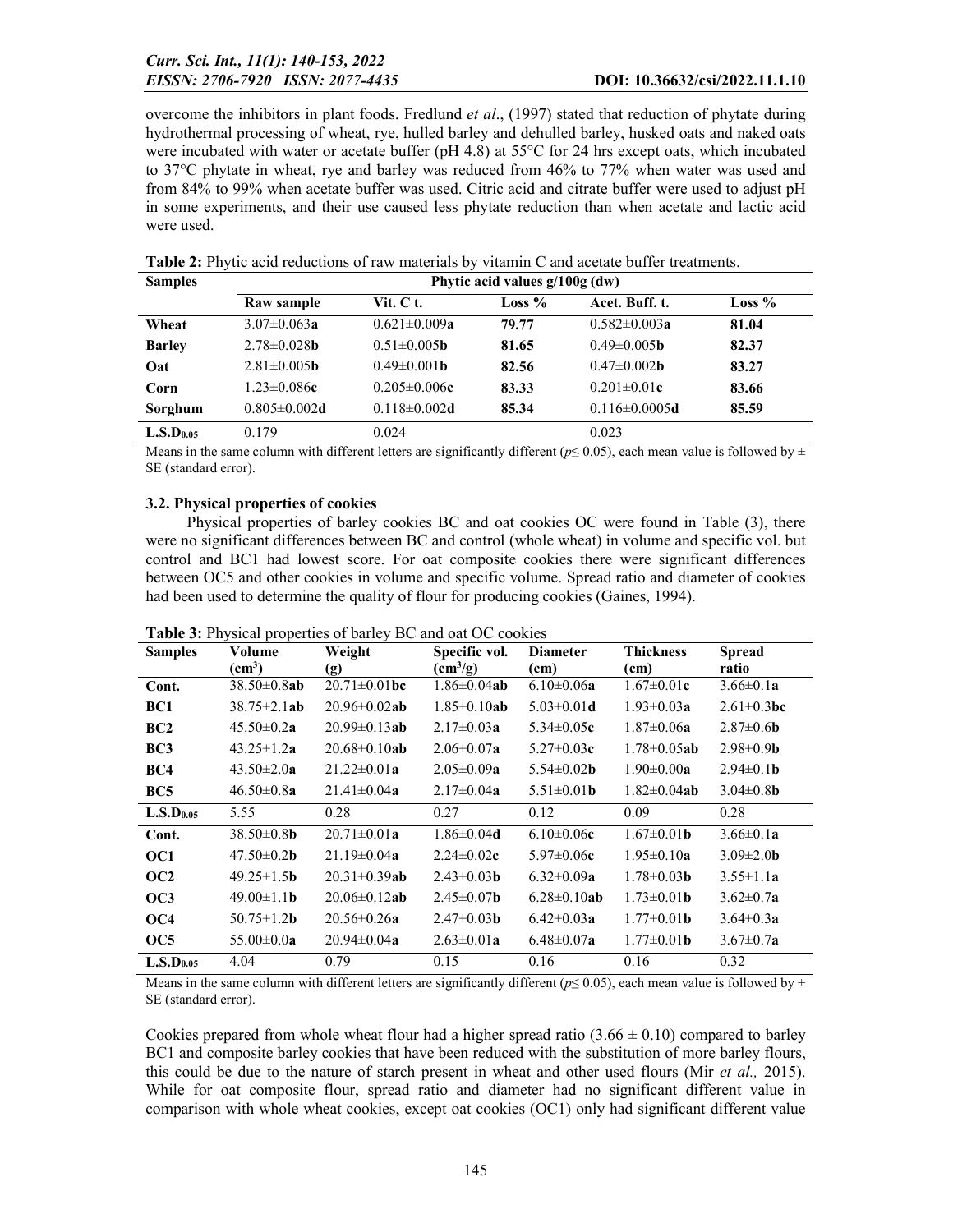overcome the inhibitors in plant foods. Fredlund *et al*., (1997) stated that reduction of phytate during hydrothermal processing of wheat, rye, hulled barley and dehulled barley, husked oats and naked oats were incubated with water or acetate buffer (pH 4.8) at 55°C for 24 hrs except oats, which incubated to 37°C phytate in wheat, rye and barley was reduced from 46% to 77% when water was used and from 84% to 99% when acetate buffer was used. Citric acid and citrate buffer were used to adjust pH in some experiments, and their use caused less phytate reduction than when acetate and lactic acid were used.

**Table 2:** Phytic acid reductions of raw materials by vitamin C and acetate buffer treatments.

| Samples | Phytic acid values g/100g (dw) | | | | |
|---|---|---|---|---|---|
| | Raw sample | Vit. C t. | Loss % | Acet. Buff. t. | Loss % |
| **Wheat** | 3.07±0.063**a** | 0.621±0.009**a** | **79.77** | 0.582±0.003**a** | **81.04** |
| **Barley** | 2.78±0.028**b** | 0.51±0.005**b** | **81.65** | 0.49±0.005**b** | **82.37** |
| **Oat** | 2.81±0.005**b** | 0.49±0.001**b** | **82.56** | 0.47±0.002**b** | **83.27** |
| **Corn** | 1.23±0.086**c** | 0.205±0.006**c** | **83.33** | 0.201±0.01**c** | **83.66** |
| **Sorghum** | 0.805±0.002**d** | 0.118±0.002**d** | **85.34** | 0.116±0.0005**d** | **85.59** |
| **$L.S.D_{0.05}$** | 0.179 | 0.024 | | 0.023 | |

Means in the same column with different letters are significantly different ($p \leq 0.05$), each mean value is followed by ± SE (standard error).

### 3.2. Physical properties of cookies

Physical properties of barley cookies BC and oat cookies OC were found in Table (3), there were no significant differences between BC and control (whole wheat) in volume and specific vol. but control and BC1 had lowest score. For oat composite cookies there were significant differences between OC5 and other cookies in volume and specific volume. Spread ratio and diameter of cookies had been used to determine the quality of flour for producing cookies (Gaines, 1994).

**Table 3:** Physical properties of barley BC and oat OC cookies

| Samples | Volume ($cm^3$) | Weight (g) | Specific vol. ($cm^3/g$) | Diameter (cm) | Thickness (cm) | Spread ratio |
|---|---|---|---|---|---|---|
| **Cont.** | 38.50±0.8**ab** | 20.71±0.01**bc** | 1.86±0.04**ab** | 6.10±0.06**a** | 1.67±0.01**c** | 3.66±0.1**a** |
| **BC1** | 38.75±2.1**ab** | 20.96±0.02**ab** | 1.85±0.10**ab** | 5.03±0.01**d** | 1.93±0.03**a** | 2.61±0.3**bc** |
| **BC2** | 45.50±0.2**a** | 20.99±0.13**ab** | 2.17±0.03**a** | 5.34±0.05**c** | 1.87±0.06**a** | 2.87±0.6**b** |
| **BC3** | 43.25±1.2**a** | 20.68±0.10**ab** | 2.06±0.07**a** | 5.27±0.03**c** | 1.78±0.05**ab** | 2.98±0.9**b** |
| **BC4** | 43.50±2.0**a** | 21.22±0.01**a** | 2.05±0.09**a** | 5.54±0.02**b** | 1.90±0.00**a** | 2.94±0.1**b** |
| **BC5** | 46.50±0.8**a** | 21.41±0.04**a** | 2.17±0.04**a** | 5.51±0.01**b** | 1.82±0.04**ab** | 3.04±0.8**b** |
| **$L.S.D_{0.05}$** | 5.55 | 0.28 | 0.27 | 0.12 | 0.09 | 0.28 |
| **Cont.** | 38.50±0.8**b** | 20.71±0.01**a** | 1.86±0.04**d** | 6.10±0.06**c** | 1.67±0.01**b** | 3.66±0.1**a** |
| **OC1** | 47.50±0.2**b** | 21.19±0.04**a** | 2.24±0.02**c** | 5.97±0.06**c** | 1.95±0.10**a** | 3.09±2.0**b** |
| **OC2** | 49.25±1.5**b** | 20.31±0.39**ab** | 2.43±0.03**b** | 6.32±0.09**a** | 1.78±0.03**b** | 3.55±1.1**a** |
| **OC3** | 49.00±1.1**b** | 20.06±0.12**ab** | 2.45±0.07**b** | 6.28±0.10**ab** | 1.73±0.01**b** | 3.62±0.7**a** |
| **OC4** | 50.75±1.2**b** | 20.56±0.26**a** | 2.47±0.03**b** | 6.42±0.03**a** | 1.77±0.01**b** | 3.64±0.3**a** |
| **OC5** | 55.00±0.0**a** | 20.94±0.04**a** | 2.63±0.01**a** | 6.48±0.07**a** | 1.77±0.01**b** | 3.67±0.7**a** |
| **$L.S.D_{0.05}$** | 4.04 | 0.79 | 0.15 | 0.16 | 0.16 | 0.32 |

Means in the same column with different letters are significantly different ($p \leq 0.05$), each mean value is followed by ± SE (standard error).

Cookies prepared from whole wheat flour had a higher spread ratio (3.66 ± 0.10) compared to barley BC1 and composite barley cookies that have been reduced with the substitution of more barley flours, this could be due to the nature of starch present in wheat and other used flours (Mir *et al.,* 2015). While for oat composite flour, spread ratio and diameter had no significant different value in comparison with whole wheat cookies, except oat cookies (OC1) only had significant different value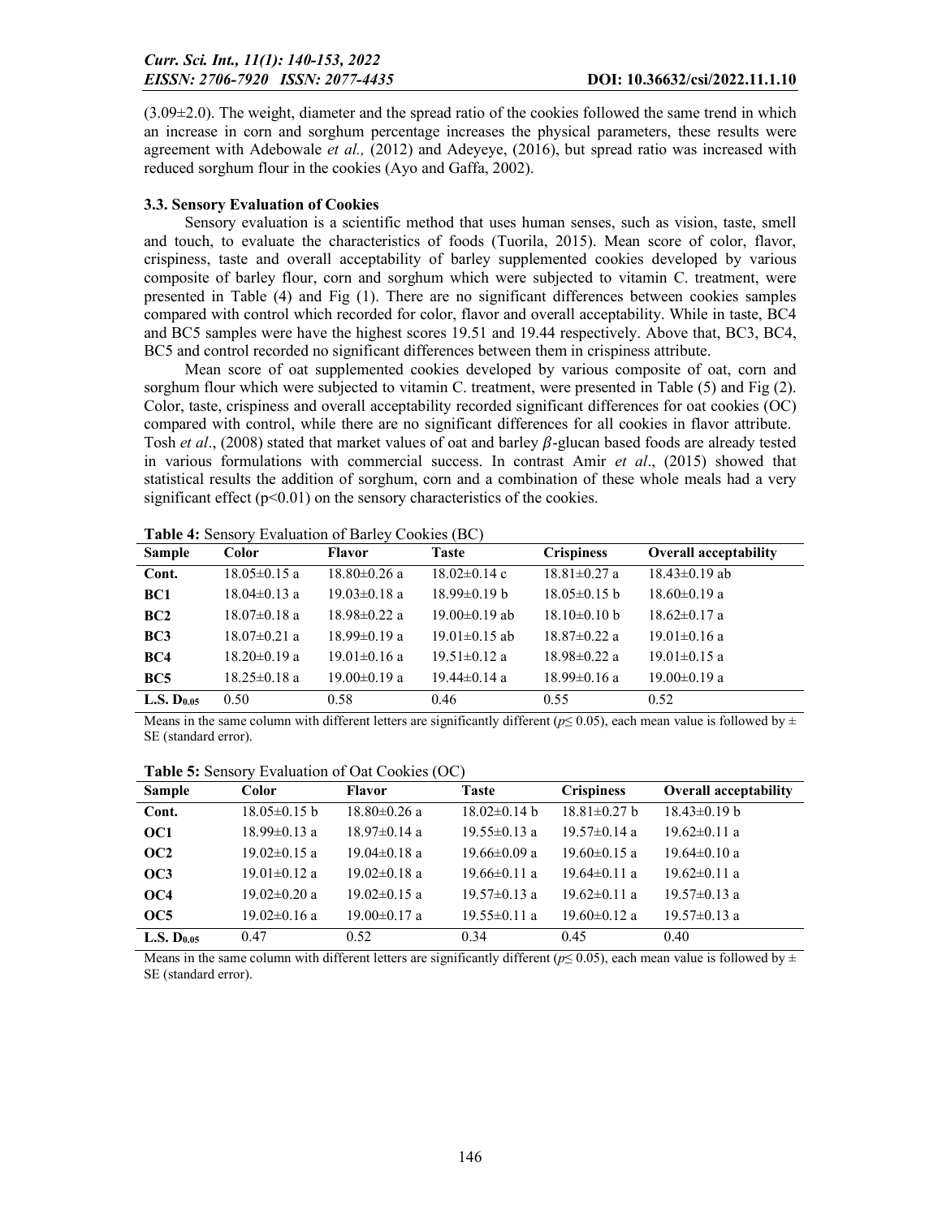(3.09±2.0). The weight, diameter and the spread ratio of the cookies followed the same trend in which an increase in corn and sorghum percentage increases the physical parameters, these results were agreement with Adebowale *et al.,* (2012) and Adeyeye, (2016), but spread ratio was increased with reduced sorghum flour in the cookies (Ayo and Gaffa, 2002).

### 3.3. Sensory Evaluation of Cookies

Sensory evaluation is a scientific method that uses human senses, such as vision, taste, smell and touch, to evaluate the characteristics of foods (Tuorila, 2015). Mean score of color, flavor, crispiness, taste and overall acceptability of barley supplemented cookies developed by various composite of barley flour, corn and sorghum which were subjected to vitamin C. treatment, were presented in Table (4) and Fig (1). There are no significant differences between cookies samples compared with control which recorded for color, flavor and overall acceptability. While in taste, BC4 and BC5 samples were have the highest scores 19.51 and 19.44 respectively. Above that, BC3, BC4, BC5 and control recorded no significant differences between them in crispiness attribute.

Mean score of oat supplemented cookies developed by various composite of oat, corn and sorghum flour which were subjected to vitamin C. treatment, were presented in Table (5) and Fig (2). Color, taste, crispiness and overall acceptability recorded significant differences for oat cookies (OC) compared with control, while there are no significant differences for all cookies in flavor attribute. Tosh *et al*., (2008) stated that market values of oat and barley $\beta$-glucan based foods are already tested in various formulations with commercial success. In contrast Amir *et al*., (2015) showed that statistical results the addition of sorghum, corn and a combination of these whole meals had a very significant effect ($p<0.01$) on the sensory characteristics of the cookies.

**Table 4:** Sensory Evaluation of Barley Cookies (BC)

| Sample | Color | Flavor | Taste | Crispiness | Overall acceptability |
|---|---|---|---|---|---|
| **Cont.** | 18.05±0.15 a | 18.80±0.26 a | 18.02±0.14 c | 18.81±0.27 a | 18.43±0.19 ab |
| **BC1** | 18.04±0.13 a | 19.03±0.18 a | 18.99±0.19 b | 18.05±0.15 b | 18.60±0.19 a |
| **BC2** | 18.07±0.18 a | 18.98±0.22 a | 19.00±0.19 ab | 18.10±0.10 b | 18.62±0.17 a |
| **BC3** | 18.07±0.21 a | 18.99±0.19 a | 19.01±0.15 ab | 18.87±0.22 a | 19.01±0.16 a |
| **BC4** | 18.20±0.19 a | 19.01±0.16 a | 19.51±0.12 a | 18.98±0.22 a | 19.01±0.15 a |
| **BC5** | 18.25±0.18 a | 19.00±0.19 a | 19.44±0.14 a | 18.99±0.16 a | 19.00±0.19 a |
| **L.S. $D_{0.05}$** | 0.50 | 0.58 | 0.46 | 0.55 | 0.52 |

Means in the same column with different letters are significantly different ($p\leq 0.05$), each mean value is followed by ± SE (standard error).

**Table 5:** Sensory Evaluation of Oat Cookies (OC)

| Sample | Color | Flavor | Taste | Crispiness | Overall acceptability |
|---|---|---|---|---|---|
| **Cont.** | 18.05±0.15 b | 18.80±0.26 a | 18.02±0.14 b | 18.81±0.27 b | 18.43±0.19 b |
| **OC1** | 18.99±0.13 a | 18.97±0.14 a | 19.55±0.13 a | 19.57±0.14 a | 19.62±0.11 a |
| **OC2** | 19.02±0.15 a | 19.04±0.18 a | 19.66±0.09 a | 19.60±0.15 a | 19.64±0.10 a |
| **OC3** | 19.01±0.12 a | 19.02±0.18 a | 19.66±0.11 a | 19.64±0.11 a | 19.62±0.11 a |
| **OC4** | 19.02±0.20 a | 19.02±0.15 a | 19.57±0.13 a | 19.62±0.11 a | 19.57±0.13 a |
| **OC5** | 19.02±0.16 a | 19.00±0.17 a | 19.55±0.11 a | 19.60±0.12 a | 19.57±0.13 a |
| **L.S. $D_{0.05}$** | 0.47 | 0.52 | 0.34 | 0.45 | 0.40 |

Means in the same column with different letters are significantly different ($p\leq 0.05$), each mean value is followed by ± SE (standard error).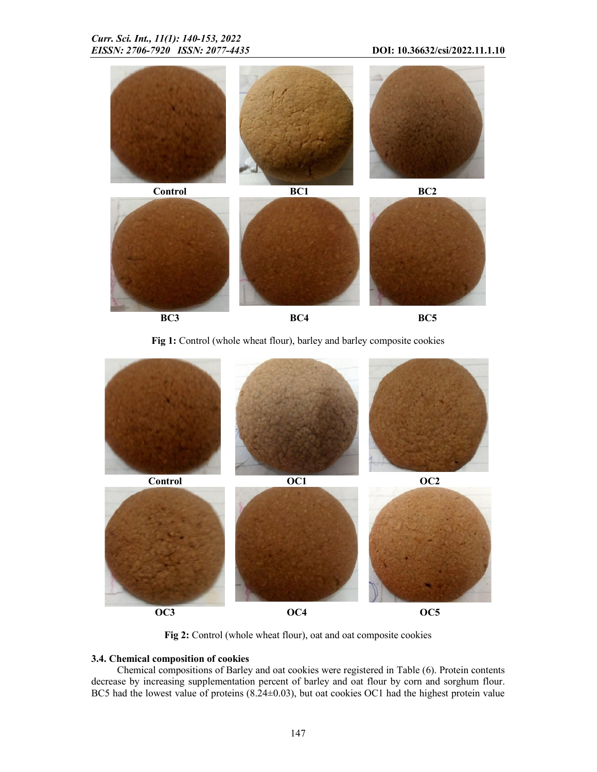Control BC1 BC2

BC3 BC4 BC5

**Fig 1:** Control (whole wheat flour), barley and barley composite cookies

Control OC1 OC2

OC3 OC4 OC5

**Fig 2:** Control (whole wheat flour), oat and oat composite cookies

### 3.4. Chemical composition of cookies

Chemical compositions of Barley and oat cookies were registered in Table (6). Protein contents decrease by increasing supplementation percent of barley and oat flour by corn and sorghum flour. BC5 had the lowest value of proteins (8.24±0.03), but oat cookies OC1 had the highest protein value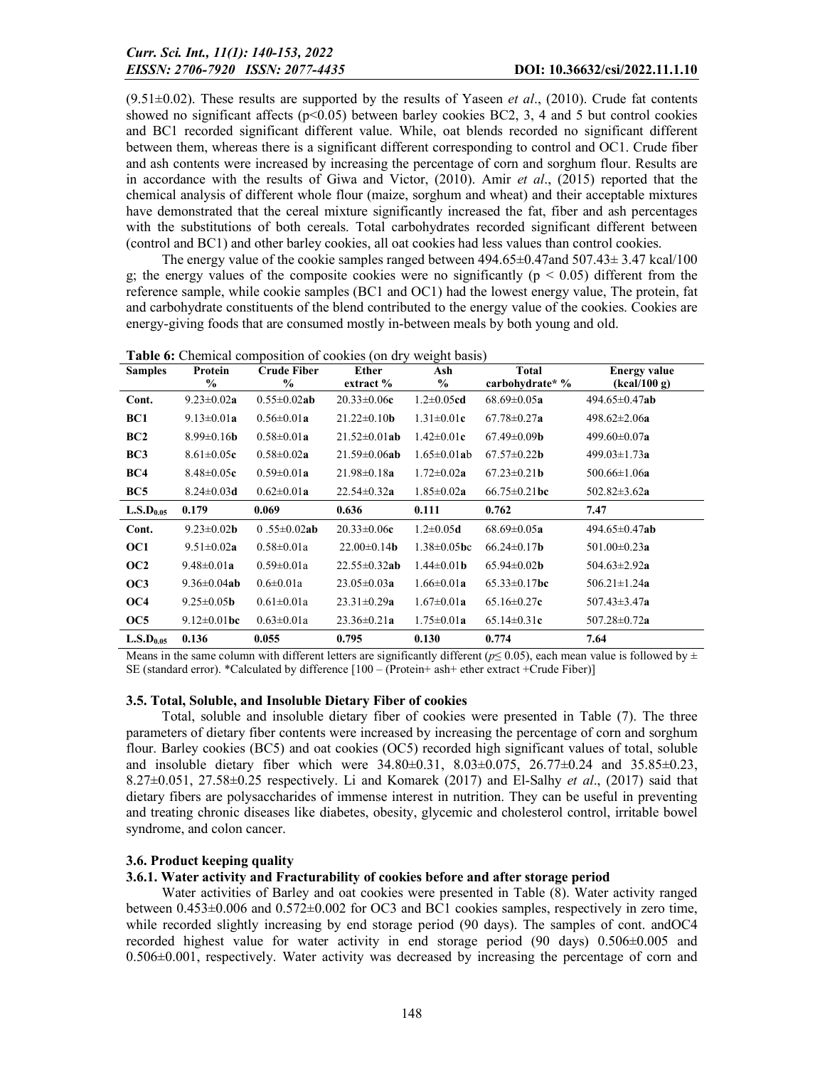(9.51±0.02). These results are supported by the results of Yaseen *et al*., (2010). Crude fat contents showed no significant affects ($p<0.05$) between barley cookies BC2, 3, 4 and 5 but control cookies and BC1 recorded significant different value. While, oat blends recorded no significant different between them, whereas there is a significant different corresponding to control and OC1. Crude fiber and ash contents were increased by increasing the percentage of corn and sorghum flour. Results are in accordance with the results of Giwa and Victor, (2010). Amir *et al*., (2015) reported that the chemical analysis of different whole flour (maize, sorghum and wheat) and their acceptable mixtures have demonstrated that the cereal mixture significantly increased the fat, fiber and ash percentages with the substitutions of both cereals. Total carbohydrates recorded significant different between (control and BC1) and other barley cookies, all oat cookies had less values than control cookies.

The energy value of the cookie samples ranged between 494.65±0.47and 507.43± 3.47 kcal/100 g; the energy values of the composite cookies were no significantly ($p < 0.05$) different from the reference sample, while cookie samples (BC1 and OC1) had the lowest energy value, The protein, fat and carbohydrate constituents of the blend contributed to the energy value of the cookies. Cookies are energy-giving foods that are consumed mostly in-between meals by both young and old.

**Table 6:** Chemical composition of cookies (on dry weight basis)

| Samples | Protein % | Crude Fiber % | Ether extract % | Ash % | Total carbohydrate* % | Energy value (kcal/100 g) |
|---|---|---|---|---|---|---|
| **Cont.** | 9.23±0.02**a** | 0.55±0.02**ab** | 20.33±0.06**c** | 1.2±0.05**cd** | 68.69±0.05**a** | 494.65±0.47**ab** |
| **BC1** | 9.13±0.01**a** | 0.56±0.01**a** | 21.22±0.10**b** | 1.31±0.01**c** | 67.78±0.27**a** | 498.62±2.06**a** |
| **BC2** | 8.99±0.16**b** | 0.58±0.01**a** | 21.52±0.01**ab** | 1.42±0.01**c** | 67.49±0.09**b** | 499.60±0.07**a** |
| **BC3** | 8.61±0.05**c** | 0.58±0.02**a** | 21.59±0.06**ab** | 1.65±0.01**ab** | 67.57±0.22**b** | 499.03±1.73**a** |
| **BC4** | 8.48±0.05**c** | 0.59±0.01**a** | 21.98±0.18**a** | 1.72±0.02**a** | 67.23±0.21**b** | 500.66±1.06**a** |
| **BC5** | 8.24±0.03**d** | 0.62±0.01**a** | 22.54±0.32**a** | 1.85±0.02**a** | 66.75±0.21**bc** | 502.82±3.62**a** |
| **$L.S.D_{0.05}$** | **0.179** | **0.069** | **0.636** | **0.111** | **0.762** | **7.47** |
| **Cont.** | 9.23±0.02**b** | 0 .55±0.02**ab** | 20.33±0.06**c** | 1.2±0.05**d** | 68.69±0.05**a** | 494.65±0.47**ab** |
| **OC1** | 9.51±0.02**a** | 0.58±0.01a | 22.00±0.14**b** | 1.38±0.05**bc** | 66.24±0.17**b** | 501.00±0.23**a** |
| **OC2** | 9.48±0.01**a** | 0.59±0.01a | 22.55±0.32**ab** | 1.44±0.01**b** | 65.94±0.02**b** | 504.63±2.92**a** |
| **OC3** | 9.36±0.04**ab** | 0.6±0.01a | 23.05±0.03**a** | 1.66±0.01**a** | 65.33±0.17**bc** | 506.21±1.24**a** |
| **OC4** | 9.25±0.05**b** | 0.61±0.01a | 23.31±0.29**a** | 1.67±0.01**a** | 65.16±0.27**c** | 507.43±3.47**a** |
| **OC5** | 9.12±0.01**bc** | 0.63±0.01a | 23.36±0.21**a** | 1.75±0.01**a** | 65.14±0.31**c** | 507.28±0.72**a** |
| **$L.S.D_{0.05}$** | **0.136** | **0.055** | **0.795** | **0.130** | **0.774** | **7.64** |

Means in the same column with different letters are significantly different ($p \leq 0.05$), each mean value is followed by ± SE (standard error). *Calculated by difference [100 – (Protein+ ash+ ether extract +Crude Fiber)]

### 3.5. Total, Soluble, and Insoluble Dietary Fiber of cookies

Total, soluble and insoluble dietary fiber of cookies were presented in Table (7). The three parameters of dietary fiber contents were increased by increasing the percentage of corn and sorghum flour. Barley cookies (BC5) and oat cookies (OC5) recorded high significant values of total, soluble and insoluble dietary fiber which were 34.80±0.31, 8.03±0.075, 26.77±0.24 and 35.85±0.23, 8.27±0.051, 27.58±0.25 respectively. Li and Komarek (2017) and El-Salhy *et al*., (2017) said that dietary fibers are polysaccharides of immense interest in nutrition. They can be useful in preventing and treating chronic diseases like diabetes, obesity, glycemic and cholesterol control, irritable bowel syndrome, and colon cancer.

### 3.6. Product keeping quality

#### 3.6.1. Water activity and Fracturability of cookies before and after storage period

Water activities of Barley and oat cookies were presented in Table (8). Water activity ranged between 0.453±0.006 and 0.572±0.002 for OC3 and BC1 cookies samples, respectively in zero time, while recorded slightly increasing by end storage period (90 days). The samples of cont. andOC4 recorded highest value for water activity in end storage period (90 days) 0.506±0.005 and 0.506±0.001, respectively. Water activity was decreased by increasing the percentage of corn and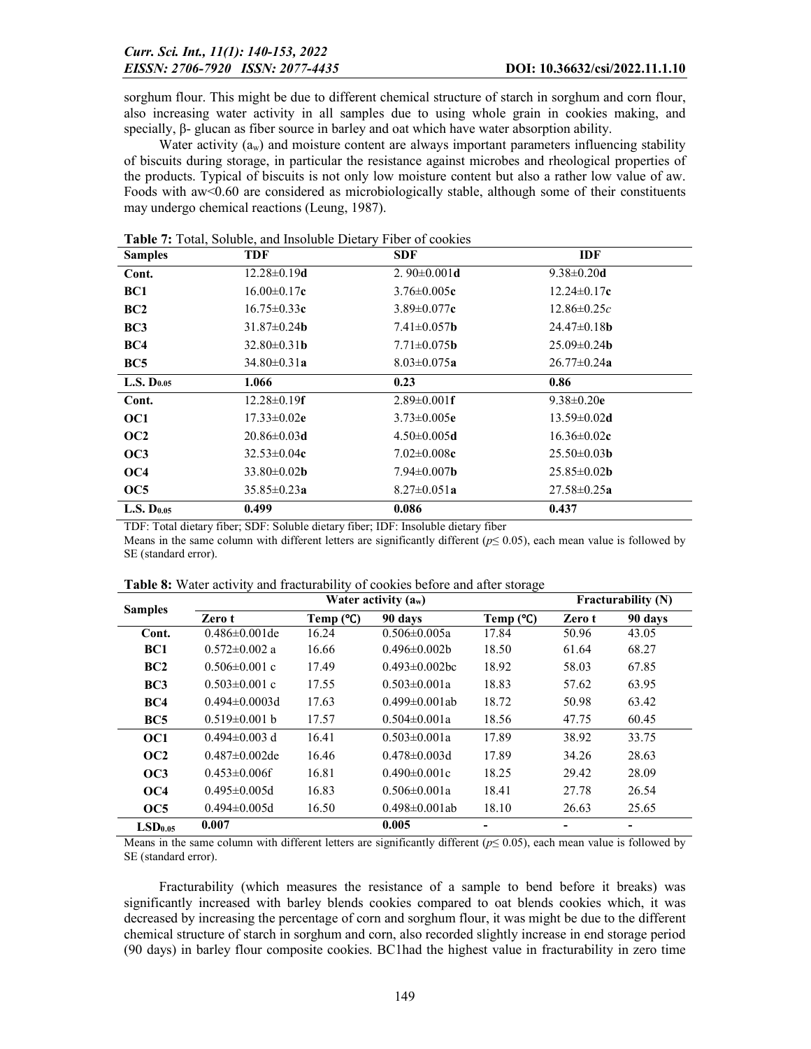sorghum flour. This might be due to different chemical structure of starch in sorghum and corn flour, also increasing water activity in all samples due to using whole grain in cookies making, and specially, β- glucan as fiber source in barley and oat which have water absorption ability.

Water activity ($a_w$) and moisture content are always important parameters influencing stability of biscuits during storage, in particular the resistance against microbes and rheological properties of the products. Typical of biscuits is not only low moisture content but also a rather low value of aw. Foods with aw<0.60 are considered as microbiologically stable, although some of their constituents may undergo chemical reactions (Leung, 1987).

**Table 7:** Total, Soluble, and Insoluble Dietary Fiber of cookies

| Samples | TDF | SDF | IDF |
|---|---|---|---|
| **Cont.** | 12.28±0.19**d** | 2. 90±0.001**d** | 9.38±0.20**d** |
| **BC1** | 16.00±0.17**c** | 3.76±0.005**c** | 12.24±0.17**c** |
| **BC2** | 16.75±0.33**c** | 3.89±0.077**c** | 12.86±0.25*c* |
| **BC3** | 31.87±0.24**b** | 7.41±0.057**b** | 24.47±0.18**b** |
| **BC4** | 32.80±0.31**b** | 7.71±0.075**b** | 25.09±0.24**b** |
| **BC5** | 34.80±0.31**a** | 8.03±0.075**a** | 26.77±0.24**a** |
| **L.S. $D_{0.05}$** | **1.066** | **0.23** | **0.86** |
| **Cont.** | 12.28±0.19**f** | 2.89±0.001**f** | 9.38±0.20**e** |
| **OC1** | 17.33±0.02**e** | 3.73±0.005**e** | 13.59±0.02**d** |
| **OC2** | 20.86±0.03**d** | 4.50±0.005**d** | 16.36±0.02**c** |
| **OC3** | 32.53±0.04**c** | 7.02±0.008**c** | 25.50±0.03**b** |
| **OC4** | 33.80±0.02**b** | 7.94±0.007**b** | 25.85±0.02**b** |
| **OC5** | 35.85±0.23**a** | 8.27±0.051**a** | 27.58±0.25**a** |
| **L.S. $D_{0.05}$** | **0.499** | **0.086** | **0.437** |

TDF: Total dietary fiber; SDF: Soluble dietary fiber; IDF: Insoluble dietary fiber

Means in the same column with different letters are significantly different ($p \leq 0.05$), each mean value is followed by SE (standard error).

**Table 8:** Water activity and fracturability of cookies before and after storage

| Samples | Water activity ($a_w$) | | | | Fracturability (N) | |
|---|---|---|---|---|---|---|
| | Zero t | Temp (℃) | 90 days | Temp (℃) | Zero t | 90 days |
| **Cont.** | 0.486±0.001de | 16.24 | 0.506±0.005a | 17.84 | 50.96 | 43.05 |
| **BC1** | 0.572±0.002 a | 16.66 | 0.496±0.002b | 18.50 | 61.64 | 68.27 |
| **BC2** | 0.506±0.001 c | 17.49 | 0.493±0.002bc | 18.92 | 58.03 | 67.85 |
| **BC3** | 0.503±0.001 c | 17.55 | 0.503±0.001a | 18.83 | 57.62 | 63.95 |
| **BC4** | 0.494±0.0003d | 17.63 | 0.499±0.001ab | 18.72 | 50.98 | 63.42 |
| **BC5** | 0.519±0.001 b | 17.57 | 0.504±0.001a | 18.56 | 47.75 | 60.45 |
| **OC1** | 0.494±0.003 d | 16.41 | 0.503±0.001a | 17.89 | 38.92 | 33.75 |
| **OC2** | 0.487±0.002de | 16.46 | 0.478±0.003d | 17.89 | 34.26 | 28.63 |
| **OC3** | 0.453±0.006f | 16.81 | 0.490±0.001c | 18.25 | 29.42 | 28.09 |
| **OC4** | 0.495±0.005d | 16.83 | 0.506±0.001a | 18.41 | 27.78 | 26.54 |
| **OC5** | 0.494±0.005d | 16.50 | 0.498±0.001ab | 18.10 | 26.63 | 25.65 |
| **$LSD_{0.05}$** | **0.007** | | **0.005** | **-** | **-** | **-** |

Means in the same column with different letters are significantly different ($p \leq 0.05$), each mean value is followed by SE (standard error).

Fracturability (which measures the resistance of a sample to bend before it breaks) was significantly increased with barley blends cookies compared to oat blends cookies which, it was decreased by increasing the percentage of corn and sorghum flour, it was might be due to the different chemical structure of starch in sorghum and corn, also recorded slightly increase in end storage period (90 days) in barley flour composite cookies. BC1had the highest value in fracturability in zero time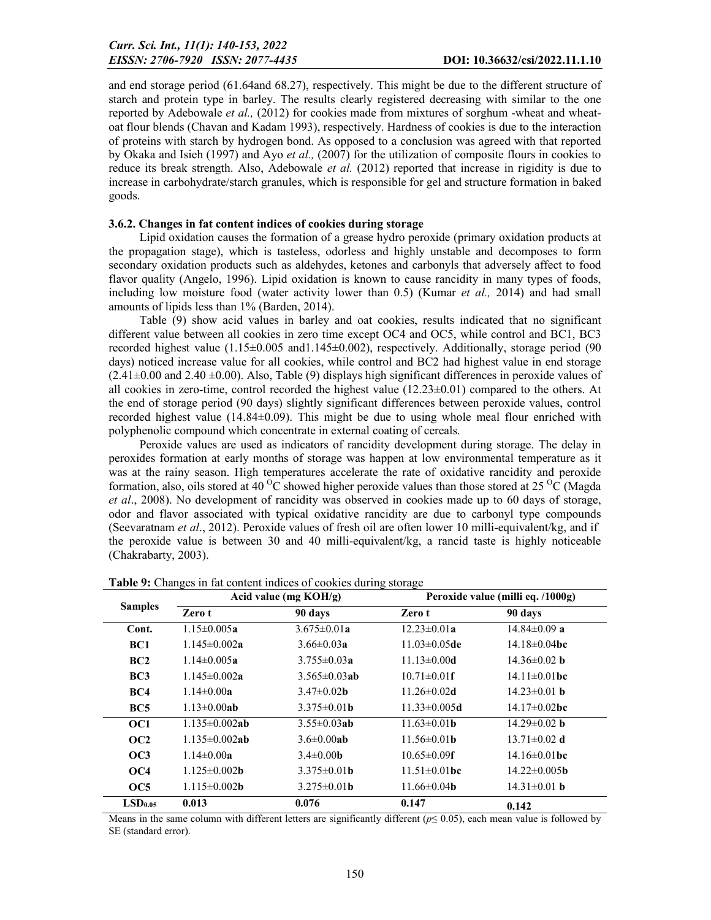and end storage period (61.64and 68.27), respectively. This might be due to the different structure of starch and protein type in barley. The results clearly registered decreasing with similar to the one reported by Adebowale *et al.,* (2012) for cookies made from mixtures of sorghum -wheat and wheat-oat flour blends (Chavan and Kadam 1993), respectively. Hardness of cookies is due to the interaction of proteins with starch by hydrogen bond. As opposed to a conclusion was agreed with that reported by Okaka and Isieh (1997) and Ayo *et al.,* (2007) for the utilization of composite flours in cookies to reduce its break strength. Also, Adebowale *et al.* (2012) reported that increase in rigidity is due to increase in carbohydrate/starch granules, which is responsible for gel and structure formation in baked goods.

### 3.6.2. Changes in fat content indices of cookies during storage

Lipid oxidation causes the formation of a grease hydro peroxide (primary oxidation products at the propagation stage), which is tasteless, odorless and highly unstable and decomposes to form secondary oxidation products such as aldehydes, ketones and carbonyls that adversely affect to food flavor quality (Angelo, 1996). Lipid oxidation is known to cause rancidity in many types of foods, including low moisture food (water activity lower than 0.5) (Kumar *et al.,* 2014) and had small amounts of lipids less than 1% (Barden, 2014).

Table (9) show acid values in barley and oat cookies, results indicated that no significant different value between all cookies in zero time except OC4 and OC5, while control and BC1, BC3 recorded highest value (1.15±0.005 and1.145±0.002), respectively. Additionally, storage period (90 days) noticed increase value for all cookies, while control and BC2 had highest value in end storage (2.41±0.00 and 2.40 ±0.00). Also, Table (9) displays high significant differences in peroxide values of all cookies in zero-time, control recorded the highest value (12.23±0.01) compared to the others. At the end of storage period (90 days) slightly significant differences between peroxide values, control recorded highest value (14.84±0.09). This might be due to using whole meal flour enriched with polyphenolic compound which concentrate in external coating of cereals.

Peroxide values are used as indicators of rancidity development during storage. The delay in peroxides formation at early months of storage was happen at low environmental temperature as it was at the rainy season. High temperatures accelerate the rate of oxidative rancidity and peroxide formation, also, oils stored at 40 $^{O}$C showed higher peroxide values than those stored at 25 $^{O}$C (Magda *et al*., 2008). No development of rancidity was observed in cookies made up to 60 days of storage, odor and flavor associated with typical oxidative rancidity are due to carbonyl type compounds (Seevaratnam *et al*., 2012). Peroxide values of fresh oil are often lower 10 milli-equivalent/kg, and if the peroxide value is between 30 and 40 milli-equivalent/kg, a rancid taste is highly noticeable (Chakrabarty, 2003).

**Table 9:** Changes in fat content indices of cookies during storage

| Samples | Acid value (mg KOH/g) | | Peroxide value (milli eq. /1000g) | |
|---|---|---|---|---|
| | Zero t | 90 days | Zero t | 90 days |
| **Cont.** | 1.15±0.005**a** | 3.675±0.01**a** | 12.23±0.01**a** | 14.84±0.09 **a** |
| **BC1** | 1.145±0.002**a** | 3.66±0.03**a** | 11.03±0.05**de** | 14.18±0.04**bc** |
| **BC2** | 1.14±0.005**a** | 3.755±0.03**a** | 11.13±0.00**d** | 14.36±0.02 **b** |
| **BC3** | 1.145±0.002**a** | 3.565±0.03**ab** | 10.71±0.01**f** | 14.11±0.01**bc** |
| **BC4** | 1.14±0.00**a** | 3.47±0.02**b** | 11.26±0.02**d** | 14.23±0.01 **b** |
| **BC5** | 1.13±0.00**ab** | 3.375±0.01**b** | 11.33±0.005**d** | 14.17±0.02**bc** |
| **OC1** | 1.135±0.002**ab** | 3.55±0.03**ab** | 11.63±0.01**b** | 14.29±0.02 **b** |
| **OC2** | 1.135±0.002**ab** | 3.6±0.00**ab** | 11.56±0.01**b** | 13.71±0.02 **d** |
| **OC3** | 1.14±0.00**a** | 3.4±0.00**b** | 10.65±0.09**f** | 14.16±0.01**bc** |
| **OC4** | 1.125±0.002**b** | 3.375±0.01**b** | 11.51±0.01**bc** | 14.22±0.005**b** |
| **OC5** | 1.115±0.002**b** | 3.275±0.01**b** | 11.66±0.04**b** | 14.31±0.01 **b** |
| **$LSD_{0.05}$** | **0.013** | **0.076** | **0.147** | **0.142** |

Means in the same column with different letters are significantly different ($p \leq 0.05$), each mean value is followed by SE (standard error).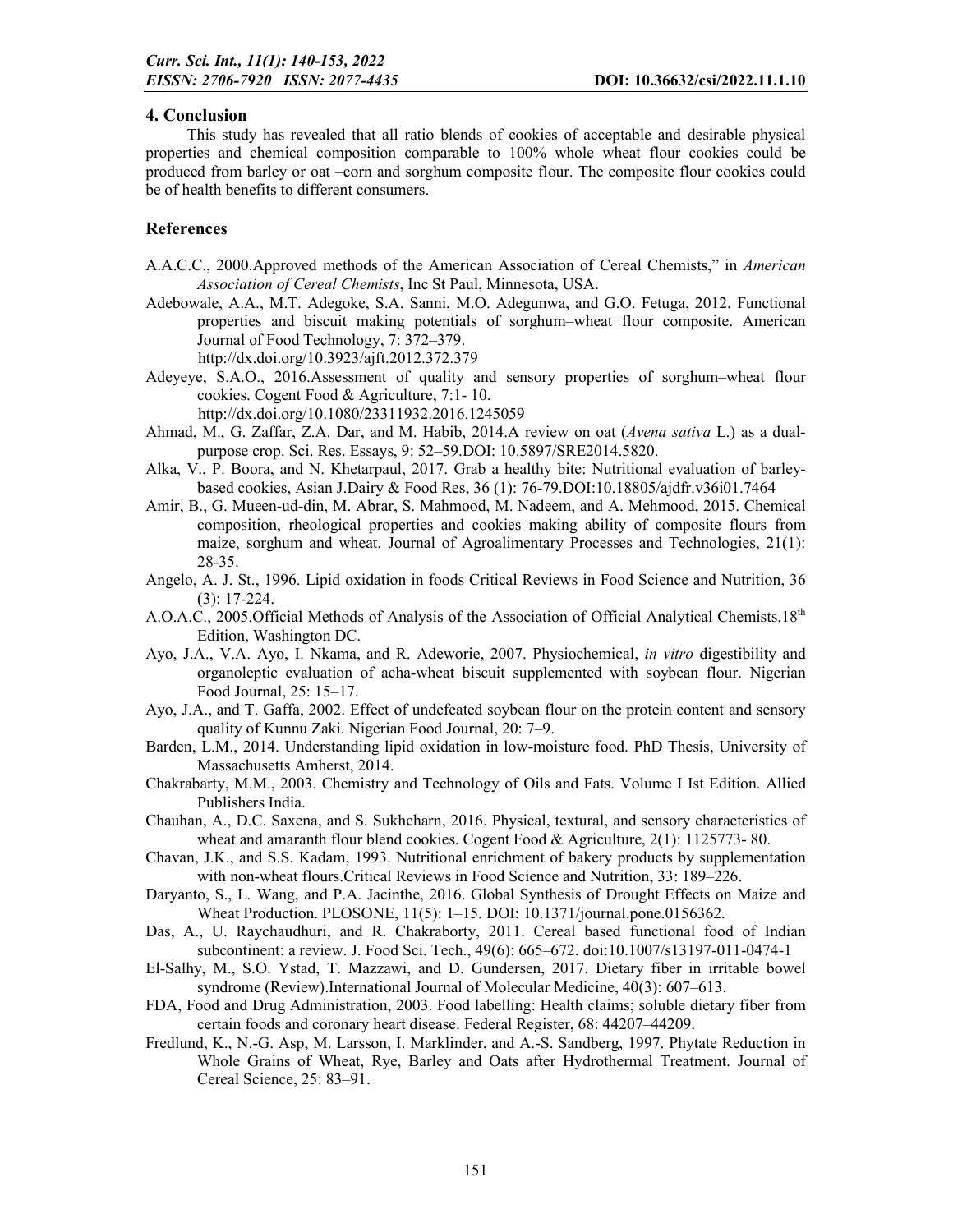## 4. Conclusion

This study has revealed that all ratio blends of cookies of acceptable and desirable physical properties and chemical composition comparable to 100% whole wheat flour cookies could be produced from barley or oat –corn and sorghum composite flour. The composite flour cookies could be of health benefits to different consumers.

## References

A.A.C.C., 2000.Approved methods of the American Association of Cereal Chemists," in *American Association of Cereal Chemists*, Inc St Paul, Minnesota, USA.

Adebowale, A.A., M.T. Adegoke, S.A. Sanni, M.O. Adegunwa, and G.O. Fetuga, 2012. Functional properties and biscuit making potentials of sorghum–wheat flour composite. American Journal of Food Technology, 7: 372–379. http://dx.doi.org/10.3923/ajft.2012.372.379

Adeyeye, S.A.O., 2016.Assessment of quality and sensory properties of sorghum–wheat flour cookies. Cogent Food & Agriculture, 7:1- 10. http://dx.doi.org/10.1080/23311932.2016.1245059

Ahmad, M., G. Zaffar, Z.A. Dar, and M. Habib, 2014.A review on oat (*Avena sativa* L.) as a dual-purpose crop. Sci. Res. Essays, 9: 52–59.DOI: 10.5897/SRE2014.5820.

Alka, V., P. Boora, and N. Khetarpaul, 2017. Grab a healthy bite: Nutritional evaluation of barley-based cookies, Asian J.Dairy & Food Res, 36 (1): 76-79.DOI:10.18805/ajdfr.v36i01.7464

Amir, B., G. Mueen-ud-din, M. Abrar, S. Mahmood, M. Nadeem, and A. Mehmood, 2015. Chemical composition, rheological properties and cookies making ability of composite flours from maize, sorghum and wheat. Journal of Agroalimentary Processes and Technologies, 21(1): 28-35.

Angelo, A. J. St., 1996. Lipid oxidation in foods Critical Reviews in Food Science and Nutrition, 36 (3): 17-224.

A.O.A.C., 2005.Official Methods of Analysis of the Association of Official Analytical Chemists.18th Edition, Washington DC.

Ayo, J.A., V.A. Ayo, I. Nkama, and R. Adeworie, 2007. Physiochemical, *in vitro* digestibility and organoleptic evaluation of acha-wheat biscuit supplemented with soybean flour. Nigerian Food Journal, 25: 15–17.

Ayo, J.A., and T. Gaffa, 2002. Effect of undefeated soybean flour on the protein content and sensory quality of Kunnu Zaki. Nigerian Food Journal, 20: 7–9.

Barden, L.M., 2014. Understanding lipid oxidation in low-moisture food. PhD Thesis, University of Massachusetts Amherst, 2014.

Chakrabarty, M.M., 2003. Chemistry and Technology of Oils and Fats. Volume I Ist Edition. Allied Publishers India.

Chauhan, A., D.C. Saxena, and S. Sukhcharn, 2016. Physical, textural, and sensory characteristics of wheat and amaranth flour blend cookies. Cogent Food & Agriculture, 2(1): 1125773- 80.

Chavan, J.K., and S.S. Kadam, 1993. Nutritional enrichment of bakery products by supplementation with non-wheat flours.Critical Reviews in Food Science and Nutrition, 33: 189–226.

Daryanto, S., L. Wang, and P.A. Jacinthe, 2016. Global Synthesis of Drought Effects on Maize and Wheat Production. PLOSONE, 11(5): 1–15. DOI: 10.1371/journal.pone.0156362.

Das, A., U. Raychaudhuri, and R. Chakraborty, 2011. Cereal based functional food of Indian subcontinent: a review. J. Food Sci. Tech., 49(6): 665–672. doi:10.1007/s13197-011-0474-1

El-Salhy, M., S.O. Ystad, T. Mazzawi, and D. Gundersen, 2017. Dietary fiber in irritable bowel syndrome (Review).International Journal of Molecular Medicine, 40(3): 607–613.

FDA, Food and Drug Administration, 2003. Food labelling: Health claims; soluble dietary fiber from certain foods and coronary heart disease. Federal Register, 68: 44207–44209.

Fredlund, K., N.-G. Asp, M. Larsson, I. Marklinder, and A.-S. Sandberg, 1997. Phytate Reduction in Whole Grains of Wheat, Rye, Barley and Oats after Hydrothermal Treatment. Journal of Cereal Science, 25: 83–91.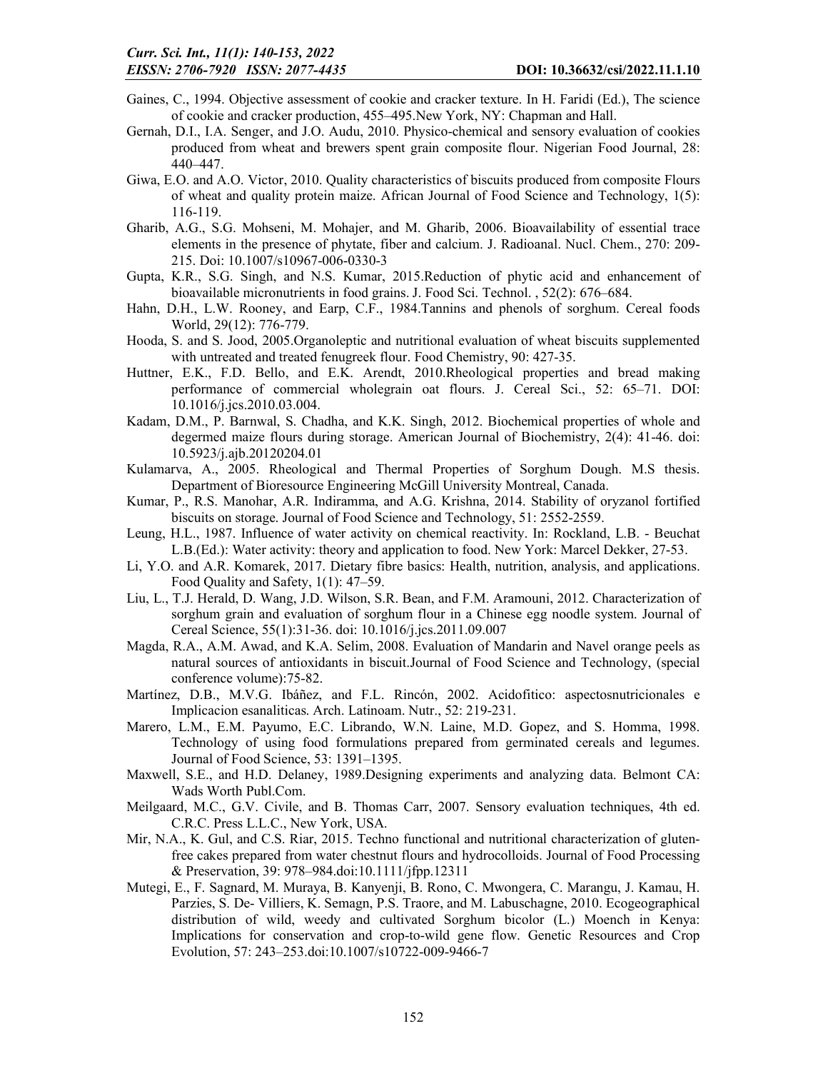Gaines, C., 1994. Objective assessment of cookie and cracker texture. In H. Faridi (Ed.), The science of cookie and cracker production, 455–495.New York, NY: Chapman and Hall.

Gernah, D.I., I.A. Senger, and J.O. Audu, 2010. Physico-chemical and sensory evaluation of cookies produced from wheat and brewers spent grain composite flour. Nigerian Food Journal, 28: 440–447.

Giwa, E.O. and A.O. Victor, 2010. Quality characteristics of biscuits produced from composite Flours of wheat and quality protein maize. African Journal of Food Science and Technology, 1(5): 116-119.

Gharib, A.G., S.G. Mohseni, M. Mohajer, and M. Gharib, 2006. Bioavailability of essential trace elements in the presence of phytate, fiber and calcium. J. Radioanal. Nucl. Chem., 270: 209-215. Doi: 10.1007/s10967-006-0330-3

Gupta, K.R., S.G. Singh, and N.S. Kumar, 2015.Reduction of phytic acid and enhancement of bioavailable micronutrients in food grains. J. Food Sci. Technol. , 52(2): 676–684.

Hahn, D.H., L.W. Rooney, and Earp, C.F., 1984.Tannins and phenols of sorghum. Cereal foods World, 29(12): 776-779.

Hooda, S. and S. Jood, 2005.Organoleptic and nutritional evaluation of wheat biscuits supplemented with untreated and treated fenugreek flour. Food Chemistry, 90: 427-35.

Huttner, E.K., F.D. Bello, and E.K. Arendt, 2010.Rheological properties and bread making performance of commercial wholegrain oat flours. J. Cereal Sci., 52: 65–71. DOI: 10.1016/j.jcs.2010.03.004.

Kadam, D.M., P. Barnwal, S. Chadha, and K.K. Singh, 2012. Biochemical properties of whole and degermed maize flours during storage. American Journal of Biochemistry, 2(4): 41-46. doi: 10.5923/j.ajb.20120204.01

Kulamarva, A., 2005. Rheological and Thermal Properties of Sorghum Dough. M.S thesis. Department of Bioresource Engineering McGill University Montreal, Canada.

Kumar, P., R.S. Manohar, A.R. Indiramma, and A.G. Krishna, 2014. Stability of oryzanol fortified biscuits on storage. Journal of Food Science and Technology, 51: 2552-2559.

Leung, H.L., 1987. Influence of water activity on chemical reactivity. In: Rockland, L.B. - Beuchat L.B.(Ed.): Water activity: theory and application to food. New York: Marcel Dekker, 27-53.

Li, Y.O. and A.R. Komarek, 2017. Dietary fibre basics: Health, nutrition, analysis, and applications. Food Quality and Safety, 1(1): 47–59.

Liu, L., T.J. Herald, D. Wang, J.D. Wilson, S.R. Bean, and F.M. Aramouni, 2012. Characterization of sorghum grain and evaluation of sorghum flour in a Chinese egg noodle system. Journal of Cereal Science, 55(1):31-36. doi: 10.1016/j.jcs.2011.09.007

Magda, R.A., A.M. Awad, and K.A. Selim, 2008. Evaluation of Mandarin and Navel orange peels as natural sources of antioxidants in biscuit.Journal of Food Science and Technology, (special conference volume):75-82.

Martínez, D.B., M.V.G. Ibáñez, and F.L. Rincón, 2002. Acidofitico: aspectosnutricionales e Implicacion esanaliticas. Arch. Latinoam. Nutr., 52: 219-231.

Marero, L.M., E.M. Payumo, E.C. Librando, W.N. Laine, M.D. Gopez, and S. Homma, 1998. Technology of using food formulations prepared from germinated cereals and legumes. Journal of Food Science, 53: 1391–1395.

Maxwell, S.E., and H.D. Delaney, 1989.Designing experiments and analyzing data. Belmont CA: Wads Worth Publ.Com.

Meilgaard, M.C., G.V. Civile, and B. Thomas Carr, 2007. Sensory evaluation techniques, 4th ed. C.R.C. Press L.L.C., New York, USA.

Mir, N.A., K. Gul, and C.S. Riar, 2015. Techno functional and nutritional characterization of gluten-free cakes prepared from water chestnut flours and hydrocolloids. Journal of Food Processing & Preservation, 39: 978–984.doi:10.1111/jfpp.12311

Mutegi, E., F. Sagnard, M. Muraya, B. Kanyenji, B. Rono, C. Mwongera, C. Marangu, J. Kamau, H. Parzies, S. De- Villiers, K. Semagn, P.S. Traore, and M. Labuschagne, 2010. Ecogeographical distribution of wild, weedy and cultivated Sorghum bicolor (L.) Moench in Kenya: Implications for conservation and crop-to-wild gene flow. Genetic Resources and Crop Evolution, 57: 243–253.doi:10.1007/s10722-009-9466-7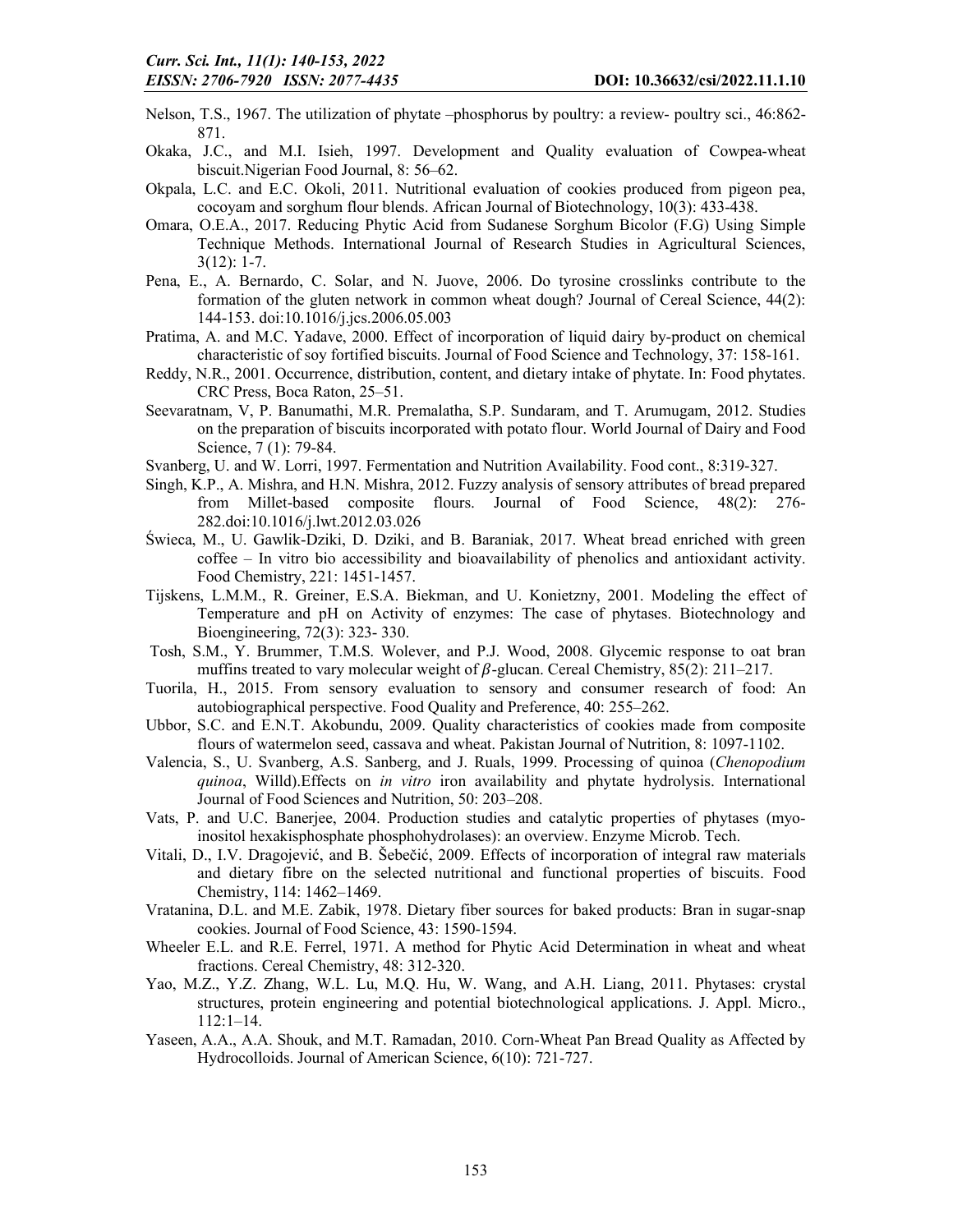Nelson, T.S., 1967. The utilization of phytate –phosphorus by poultry: a review- poultry sci., 46:862-871.

Okaka, J.C., and M.I. Isieh, 1997. Development and Quality evaluation of Cowpea-wheat biscuit.Nigerian Food Journal, 8: 56–62.

Okpala, L.C. and E.C. Okoli, 2011. Nutritional evaluation of cookies produced from pigeon pea, cocoyam and sorghum flour blends. African Journal of Biotechnology, 10(3): 433-438.

Omara, O.E.A., 2017. Reducing Phytic Acid from Sudanese Sorghum Bicolor (F.G) Using Simple Technique Methods. International Journal of Research Studies in Agricultural Sciences, 3(12): 1-7.

Pena, E., A. Bernardo, C. Solar, and N. Juove, 2006. Do tyrosine crosslinks contribute to the formation of the gluten network in common wheat dough? Journal of Cereal Science, 44(2): 144-153. doi:10.1016/j.jcs.2006.05.003

Pratima, A. and M.C. Yadave, 2000. Effect of incorporation of liquid dairy by-product on chemical characteristic of soy fortified biscuits. Journal of Food Science and Technology, 37: 158-161.

Reddy, N.R., 2001. Occurrence, distribution, content, and dietary intake of phytate. In: Food phytates. CRC Press, Boca Raton, 25–51.

Seevaratnam, V, P. Banumathi, M.R. Premalatha, S.P. Sundaram, and T. Arumugam, 2012. Studies on the preparation of biscuits incorporated with potato flour. World Journal of Dairy and Food Science, 7 (1): 79-84.

Svanberg, U. and W. Lorri, 1997. Fermentation and Nutrition Availability. Food cont., 8:319-327.

Singh, K.P., A. Mishra, and H.N. Mishra, 2012. Fuzzy analysis of sensory attributes of bread prepared from Millet-based composite flours. Journal of Food Science, 48(2): 276-282.doi:10.1016/j.lwt.2012.03.026

Świeca, M., U. Gawlik-Dziki, D. Dziki, and B. Baraniak, 2017. Wheat bread enriched with green coffee – In vitro bio accessibility and bioavailability of phenolics and antioxidant activity. Food Chemistry, 221: 1451-1457.

Tijskens, L.M.M., R. Greiner, E.S.A. Biekman, and U. Konietzny, 2001. Modeling the effect of Temperature and pH on Activity of enzymes: The case of phytases. Biotechnology and Bioengineering, 72(3): 323- 330.

Tosh, S.M., Y. Brummer, T.M.S. Wolever, and P.J. Wood, 2008. Glycemic response to oat bran muffins treated to vary molecular weight of $\beta$-glucan. Cereal Chemistry, 85(2): 211–217.

Tuorila, H., 2015. From sensory evaluation to sensory and consumer research of food: An autobiographical perspective. Food Quality and Preference, 40: 255–262.

Ubbor, S.C. and E.N.T. Akobundu, 2009. Quality characteristics of cookies made from composite flours of watermelon seed, cassava and wheat. Pakistan Journal of Nutrition, 8: 1097-1102.

Valencia, S., U. Svanberg, A.S. Sanberg, and J. Ruals, 1999. Processing of quinoa (*Chenopodium quinoa*, Willd).Effects on *in vitro* iron availability and phytate hydrolysis. International Journal of Food Sciences and Nutrition, 50: 203–208.

Vats, P. and U.C. Banerjee, 2004. Production studies and catalytic properties of phytases (myo-inositol hexakisphosphate phosphohydrolases): an overview. Enzyme Microb. Tech.

Vitali, D., I.V. Dragojević, and B. Šebečić, 2009. Effects of incorporation of integral raw materials and dietary fibre on the selected nutritional and functional properties of biscuits. Food Chemistry, 114: 1462–1469.

Vratanina, D.L. and M.E. Zabik, 1978. Dietary fiber sources for baked products: Bran in sugar-snap cookies. Journal of Food Science, 43: 1590-1594.

Wheeler E.L. and R.E. Ferrel, 1971. A method for Phytic Acid Determination in wheat and wheat fractions. Cereal Chemistry, 48: 312-320.

Yao, M.Z., Y.Z. Zhang, W.L. Lu, M.Q. Hu, W. Wang, and A.H. Liang, 2011. Phytases: crystal structures, protein engineering and potential biotechnological applications. J. Appl. Micro., 112:1–14.

Yaseen, A.A., A.A. Shouk, and M.T. Ramadan, 2010. Corn-Wheat Pan Bread Quality as Affected by Hydrocolloids. Journal of American Science, 6(10): 721-727.